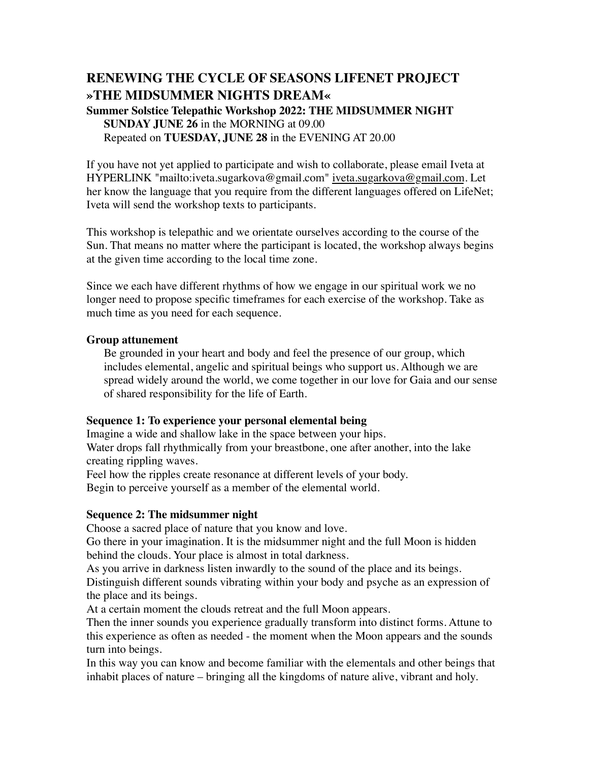# RENEWING THE CYCLE OF SEASONS LIFENET PROJECT »THE MIDSUMMER NIGHTS DREAM«

**Summer Solstice Telepathic Workshop 2022: THE MIDSUMMER NIGHT**

**SUNDAY JUNE 26** in the MORNING at 09.00

Repeated on **TUESDAY, JUNE 28** in the EVENING AT 20.00

If you have not yet applied to participate and wish to collaborate, please email Iveta at HYPERLINK "mailto:iveta.sugarkova@gmail.com" iveta.sugarkova@gmail.com. Let her know the language that you require from the different languages offered on LifeNet; Iveta will send the workshop texts to participants.

This workshop is telepathic and we orientate ourselves according to the course of the Sun. That means no matter where the participant is located, the workshop always begins at the given time according to the local time zone.

Since we each have different rhythms of how we engage in our spiritual work we no longer need to propose specific timeframes for each exercise of the workshop. Take as much time as you need for each sequence.

**Group attunement**

Be grounded in your heart and body and feel the presence of our group, which includes elemental, angelic and spiritual beings who support us. Although we are spread widely around the world, we come together in our love for Gaia and our sense of shared responsibility for the life of Earth.

**Sequence 1: To experience your personal elemental being**

Imagine a wide and shallow lake in the space between your hips.
Water drops fall rhythmically from your breastbone, one after another, into the lake creating rippling waves.
Feel how the ripples create resonance at different levels of your body.
Begin to perceive yourself as a member of the elemental world.

**Sequence 2: The midsummer night**

Choose a sacred place of nature that you know and love.
Go there in your imagination. It is the midsummer night and the full Moon is hidden behind the clouds. Your place is almost in total darkness.
As you arrive in darkness listen inwardly to the sound of the place and its beings.
Distinguish different sounds vibrating within your body and psyche as an expression of the place and its beings.
At a certain moment the clouds retreat and the full Moon appears.
Then the inner sounds you experience gradually transform into distinct forms. Attune to this experience as often as needed - the moment when the Moon appears and the sounds turn into beings.
In this way you can know and become familiar with the elementals and other beings that inhabit places of nature – bringing all the kingdoms of nature alive, vibrant and holy.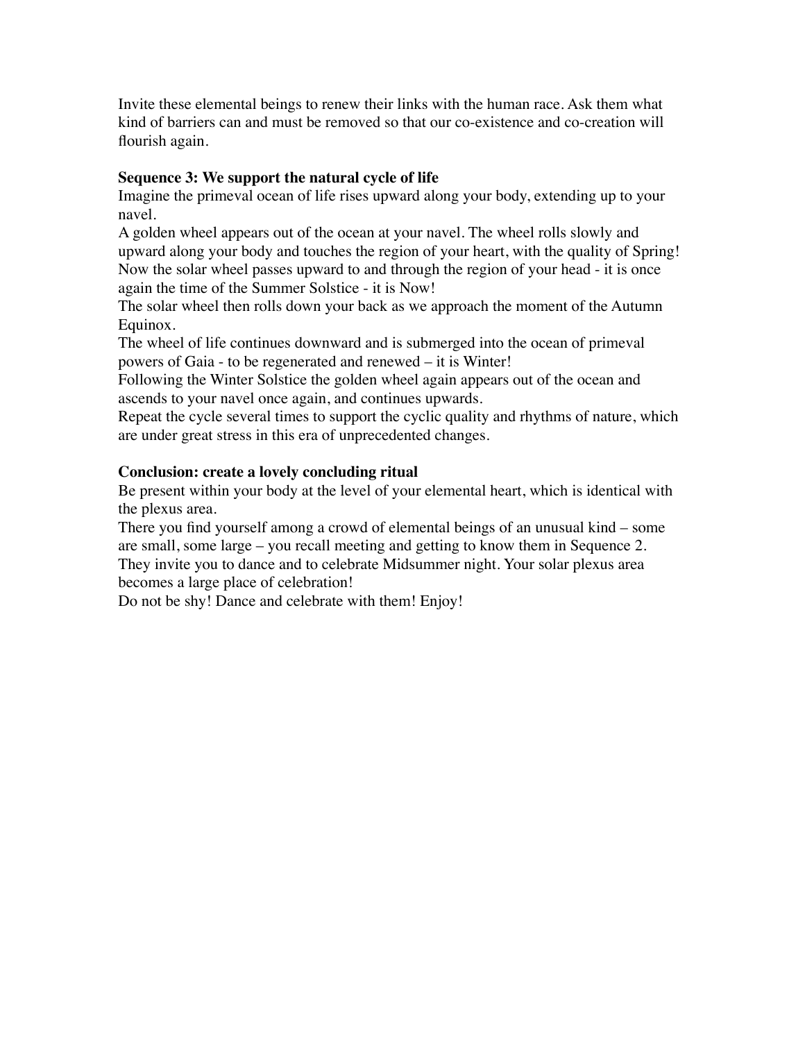Invite these elemental beings to renew their links with the human race. Ask them what kind of barriers can and must be removed so that our co-existence and co-creation will flourish again.

**Sequence 3: We support the natural cycle of life**

Imagine the primeval ocean of life rises upward along your body, extending up to your navel.

A golden wheel appears out of the ocean at your navel. The wheel rolls slowly and upward along your body and touches the region of your heart, with the quality of Spring!

Now the solar wheel passes upward to and through the region of your head - it is once again the time of the Summer Solstice - it is Now!

The solar wheel then rolls down your back as we approach the moment of the Autumn Equinox.

The wheel of life continues downward and is submerged into the ocean of primeval powers of Gaia - to be regenerated and renewed – it is Winter!

Following the Winter Solstice the golden wheel again appears out of the ocean and ascends to your navel once again, and continues upwards.

Repeat the cycle several times to support the cyclic quality and rhythms of nature, which are under great stress in this era of unprecedented changes.

**Conclusion: create a lovely concluding ritual**

Be present within your body at the level of your elemental heart, which is identical with the plexus area.

There you find yourself among a crowd of elemental beings of an unusual kind – some are small, some large – you recall meeting and getting to know them in Sequence 2.

They invite you to dance and to celebrate Midsummer night. Your solar plexus area becomes a large place of celebration!

Do not be shy! Dance and celebrate with them! Enjoy!